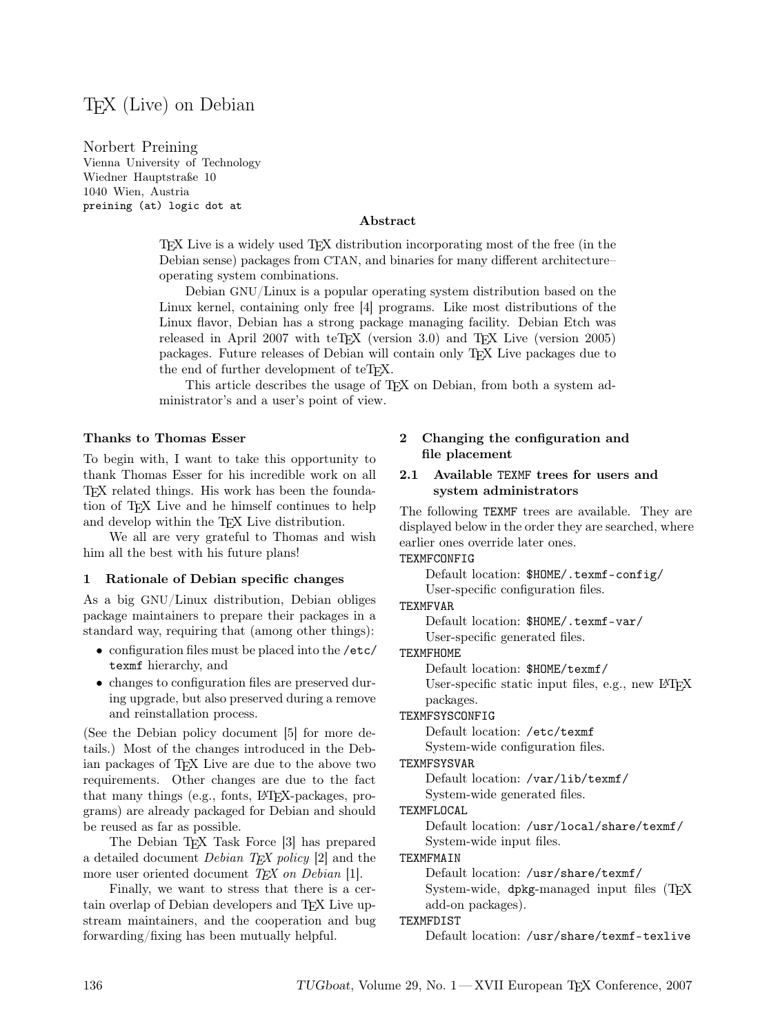# TEX (Live) on Debian

Norbert Preining
Vienna University of Technology
Wiedner Hauptstraße 10
1040 Wien, Austria
preining (at) logic dot at

### Abstract

TEX Live is a widely used TEX distribution incorporating most of the free (in the Debian sense) packages from CTAN, and binaries for many different architecture–operating system combinations.

Debian GNU/Linux is a popular operating system distribution based on the Linux kernel, containing only free [4] programs. Like most distributions of the Linux flavor, Debian has a strong package managing facility. Debian Etch was released in April 2007 with teTEX (version 3.0) and TEX Live (version 2005) packages. Future releases of Debian will contain only TEX Live packages due to the end of further development of teTEX.

This article describes the usage of TEX on Debian, from both a system administrator's and a user's point of view.

### Thanks to Thomas Esser

To begin with, I want to take this opportunity to thank Thomas Esser for his incredible work on all TEX related things. His work has been the foundation of TEX Live and he himself continues to help and develop within the TEX Live distribution.

We all are very grateful to Thomas and wish him all the best with his future plans!

## 1 Rationale of Debian specific changes

As a big GNU/Linux distribution, Debian obliges package maintainers to prepare their packages in a standard way, requiring that (among other things):

- configuration files must be placed into the `/etc/texmf` hierarchy, and
- changes to configuration files are preserved during upgrade, but also preserved during a remove and reinstallation process.

(See the Debian policy document [5] for more details.) Most of the changes introduced in the Debian packages of TEX Live are due to the above two requirements. Other changes are due to the fact that many things (e.g., fonts, LATEX-packages, programs) are already packaged for Debian and should be reused as far as possible.

The Debian TEX Task Force [3] has prepared a detailed document *Debian TEX policy* [2] and the more user oriented document *TEX on Debian* [1].

Finally, we want to stress that there is a certain overlap of Debian developers and TEX Live upstream maintainers, and the cooperation and bug forwarding/fixing has been mutually helpful.

## 2 Changing the configuration and file placement

### 2.1 Available TEXMF trees for users and system administrators

The following TEXMF trees are available. They are displayed below in the order they are searched, where earlier ones override later ones.

TEXMFCONFIG
: Default location: `$HOME/.texmf-config/`
: User-specific configuration files.

TEXMFVAR
: Default location: `$HOME/.texmf-var/`
: User-specific generated files.

TEXMFHOME
: Default location: `$HOME/texmf/`
: User-specific static input files, e.g., new LATEX packages.

TEXMFSYSCONFIG
: Default location: `/etc/texmf`
: System-wide configuration files.

TEXMFSYSVAR
: Default location: `/var/lib/texmf/`
: System-wide generated files.

TEXMFLOCAL
: Default location: `/usr/local/share/texmf/`
: System-wide input files.

TEXMFMAIN
: Default location: `/usr/share/texmf/`
: System-wide, `dpkg`-managed input files (TEX add-on packages).

TEXMFDIST
: Default location: `/usr/share/texmf-texlive`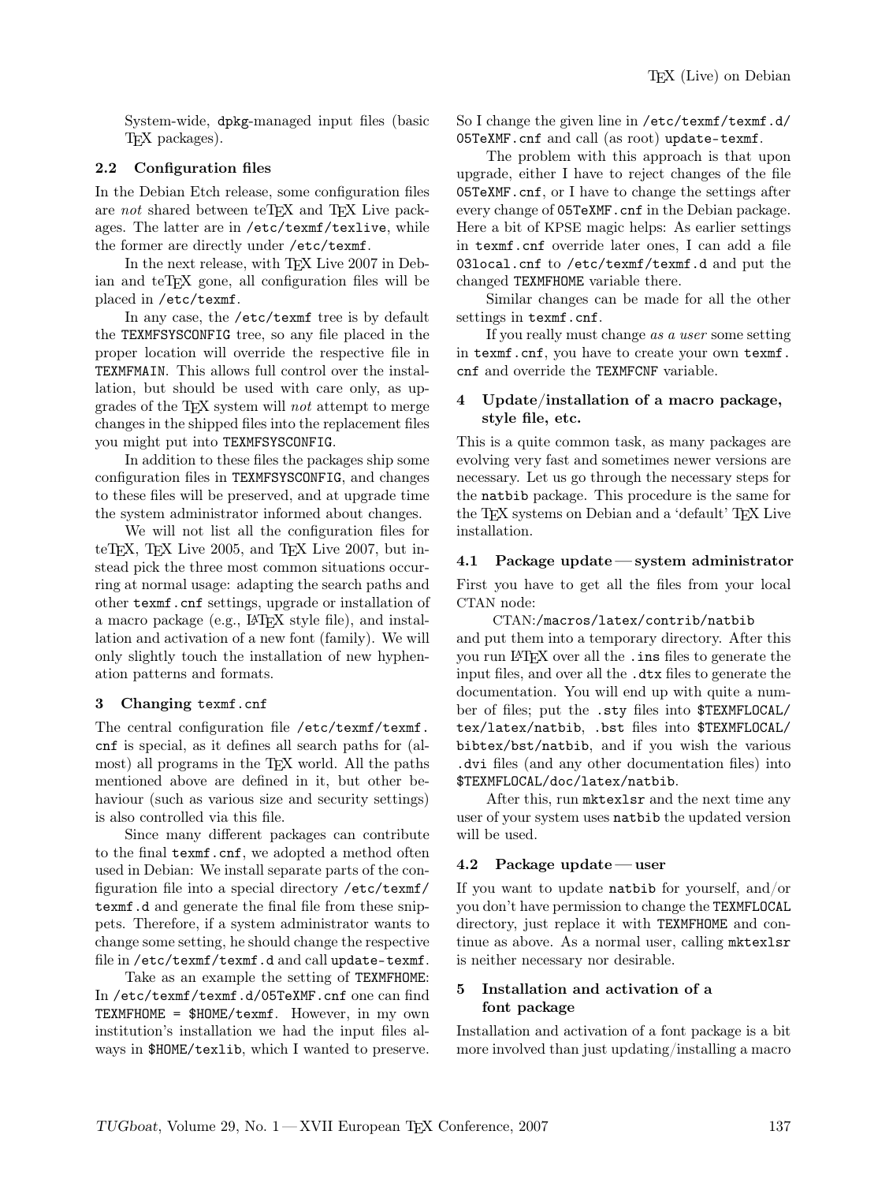System-wide, dpkg-managed input files (basic TeX packages).

### 2.2 Configuration files

In the Debian Etch release, some configuration files are *not* shared between teTeX and TeX Live packages. The latter are in /etc/texmf/texlive, while the former are directly under /etc/texmf.

In the next release, with TeX Live 2007 in Debian and teTeX gone, all configuration files will be placed in /etc/texmf.

In any case, the /etc/texmf tree is by default the TEXMFSYSCONFIG tree, so any file placed in the proper location will override the respective file in TEXMFMAIN. This allows full control over the installation, but should be used with care only, as upgrades of the TeX system will *not* attempt to merge changes in the shipped files into the replacement files you might put into TEXMFSYSCONFIG.

In addition to these files the packages ship some configuration files in TEXMFSYSCONFIG, and changes to these files will be preserved, and at upgrade time the system administrator informed about changes.

We will not list all the configuration files for teTeX, TeX Live 2005, and TeX Live 2007, but instead pick the three most common situations occurring at normal usage: adapting the search paths and other texmf.cnf settings, upgrade or installation of a macro package (e.g., LaTeX style file), and installation and activation of a new font (family). We will only slightly touch the installation of new hyphenation patterns and formats.

## 3 Changing texmf.cnf

The central configuration file /etc/texmf/texmf.cnf is special, as it defines all search paths for (almost) all programs in the TeX world. All the paths mentioned above are defined in it, but other behaviour (such as various size and security settings) is also controlled via this file.

Since many different packages can contribute to the final texmf.cnf, we adopted a method often used in Debian: We install separate parts of the configuration file into a special directory /etc/texmf/texmf.d and generate the final file from these snippets. Therefore, if a system administrator wants to change some setting, he should change the respective file in /etc/texmf/texmf.d and call update-texmf.

Take as an example the setting of TEXMFHOME: In /etc/texmf/texmf.d/05TeXMF.cnf one can find TEXMFHOME = $HOME/texmf. However, in my own institution's installation we had the input files always in $HOME/texlib, which I wanted to preserve. So I change the given line in /etc/texmf/texmf.d/05TeXMF.cnf and call (as root) update-texmf.

The problem with this approach is that upon upgrade, either I have to reject changes of the file 05TeXMF.cnf, or I have to change the settings after every change of 05TeXMF.cnf in the Debian package. Here a bit of KPSE magic helps: As earlier settings in texmf.cnf override later ones, I can add a file 03local.cnf to /etc/texmf/texmf.d and put the changed TEXMFHOME variable there.

Similar changes can be made for all the other settings in texmf.cnf.

If you really must change *as a user* some setting in texmf.cnf, you have to create your own texmf.cnf and override the TEXMFCNF variable.

## 4 Update/installation of a macro package, style file, etc.

This is a quite common task, as many packages are evolving very fast and sometimes newer versions are necessary. Let us go through the necessary steps for the natbib package. This procedure is the same for the TeX systems on Debian and a 'default' TeX Live installation.

### 4.1 Package update — system administrator

First you have to get all the files from your local CTAN node:

CTAN:/macros/latex/contrib/natbib

and put them into a temporary directory. After this you run LaTeX over all the .ins files to generate the input files, and over all the .dtx files to generate the documentation. You will end up with quite a number of files; put the .sty files into $TEXMFLOCAL/tex/latex/natbib, .bst files into $TEXMFLOCAL/bibtex/bst/natbib, and if you wish the various .dvi files (and any other documentation files) into $TEXMFLOCAL/doc/latex/natbib.

After this, run mktexlsr and the next time any user of your system uses natbib the updated version will be used.

### 4.2 Package update — user

If you want to update natbib for yourself, and/or you don't have permission to change the TEXMFLOCAL directory, just replace it with TEXMFHOME and continue as above. As a normal user, calling mktexlsr is neither necessary nor desirable.

## 5 Installation and activation of a font package

Installation and activation of a font package is a bit more involved than just updating/installing a macro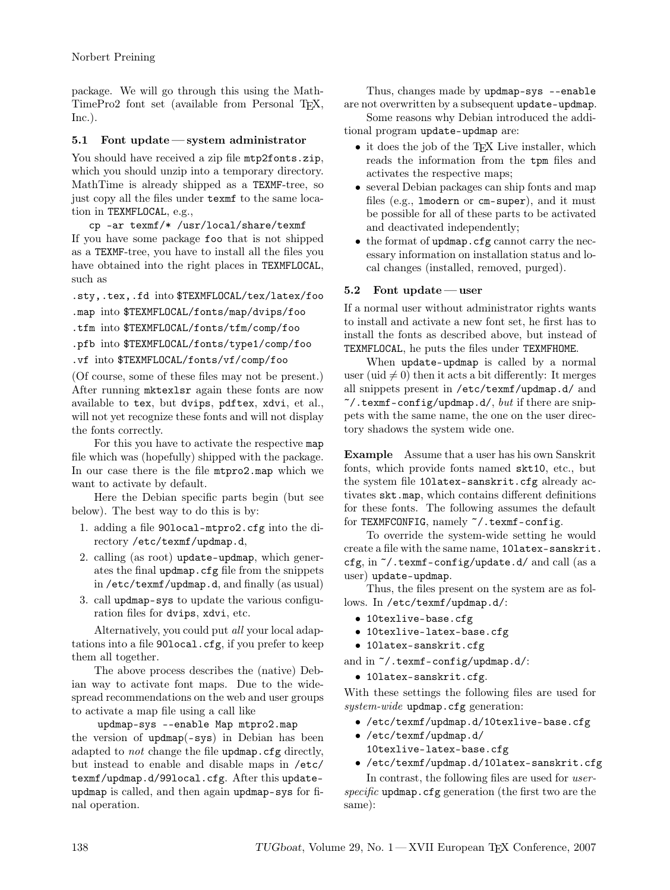package. We will go through this using the MathTimePro2 font set (available from Personal TeX, Inc.).

### 5.1 Font update — system administrator

You should have received a zip file `mtp2fonts.zip`, which you should unzip into a temporary directory. MathTime is already shipped as a `TEXMF`-tree, so just copy all the files under `texmf` to the same location in `TEXMFLOCAL`, e.g.,

```
cp -ar texmf/* /usr/local/share/texmf
```

If you have some package `foo` that is not shipped as a `TEXMF`-tree, you have to install all the files you have obtained into the right places in `TEXMFLOCAL`, such as

`.sty,.tex,.fd` into `$TEXMFLOCAL/tex/latex/foo`

`.map` into `$TEXMFLOCAL/fonts/map/dvips/foo`

`.tfm` into `$TEXMFLOCAL/fonts/tfm/comp/foo`

`.pfb` into `$TEXMFLOCAL/fonts/type1/comp/foo`

`.vf` into `$TEXMFLOCAL/fonts/vf/comp/foo`

(Of course, some of these files may not be present.) After running `mktexlsr` again these fonts are now available to `tex`, but `dvips`, `pdftex`, `xdvi`, et al., will not yet recognize these fonts and will not display the fonts correctly.

For this you have to activate the respective `map` file which was (hopefully) shipped with the package. In our case there is the file `mtpro2.map` which we want to activate by default.

Here the Debian specific parts begin (but see below). The best way to do this is by:

1. adding a file `90local-mtpro2.cfg` into the directory `/etc/texmf/updmap.d`,
2. calling (as root) `update-updmap`, which generates the final `updmap.cfg` file from the snippets in `/etc/texmf/updmap.d`, and finally (as usual)
3. call `updmap-sys` to update the various configuration files for `dvips`, `xdvi`, etc.

Alternatively, you could put *all* your local adaptations into a file `90local.cfg`, if you prefer to keep them all together.

The above process describes the (native) Debian way to activate font maps. Due to the widespread recommendations on the web and user groups to activate a map file using a call like

```
updmap-sys --enable Map mtpro2.map
```

the version of `updmap(-sys)` in Debian has been adapted to *not* change the file `updmap.cfg` directly, but instead to enable and disable maps in `/etc/texmf/updmap.d/99local.cfg`. After this `update-updmap` is called, and then again `updmap-sys` for final operation.

Thus, changes made by `updmap-sys --enable` are not overwritten by a subsequent `update-updmap`.

Some reasons why Debian introduced the additional program `update-updmap` are:

- it does the job of the TeX Live installer, which reads the information from the `tpm` files and activates the respective maps;
- several Debian packages can ship fonts and map files (e.g., `lmodern` or `cm-super`), and it must be possible for all of these parts to be activated and deactivated independently;
- the format of `updmap.cfg` cannot carry the necessary information on installation status and local changes (installed, removed, purged).

### 5.2 Font update — user

If a normal user without administrator rights wants to install and activate a new font set, he first has to install the fonts as described above, but instead of `TEXMFLOCAL`, he puts the files under `TEXMFHOME`.

When `update-updmap` is called by a normal user (uid $\neq 0$) then it acts a bit differently: It merges all snippets present in `/etc/texmf/updmap.d/` and `~/.texmf-config/updmap.d/`, *but* if there are snippets with the same name, the one on the user directory shadows the system wide one.

**Example** Assume that a user has his own Sanskrit fonts, which provide fonts named `skt10`, etc., but the system file `10latex-sanskrit.cfg` already activates `skt.map`, which contains different definitions for these fonts. The following assumes the default for `TEXMFCONFIG`, namely `~/.texmf-config`.

To override the system-wide setting he would create a file with the same name, `10latex-sanskrit.cfg`, in `~/.texmf-config/update.d/` and call (as a user) `update-updmap`.

Thus, the files present on the system are as follows. In `/etc/texmf/updmap.d/`:

- `10texlive-base.cfg`
- `10texlive-latex-base.cfg`
- `10latex-sanskrit.cfg`

and in `~/.texmf-config/updmap.d/`:

- `10latex-sanskrit.cfg`.

With these settings the following files are used for *system-wide* `updmap.cfg` generation:

- `/etc/texmf/updmap.d/10texlive-base.cfg`
- `/etc/texmf/updmap.d/10texlive-latex-base.cfg`
- `/etc/texmf/updmap.d/10latex-sanskrit.cfg`

In contrast, the following files are used for *user-specific* `updmap.cfg` generation (the first two are the same):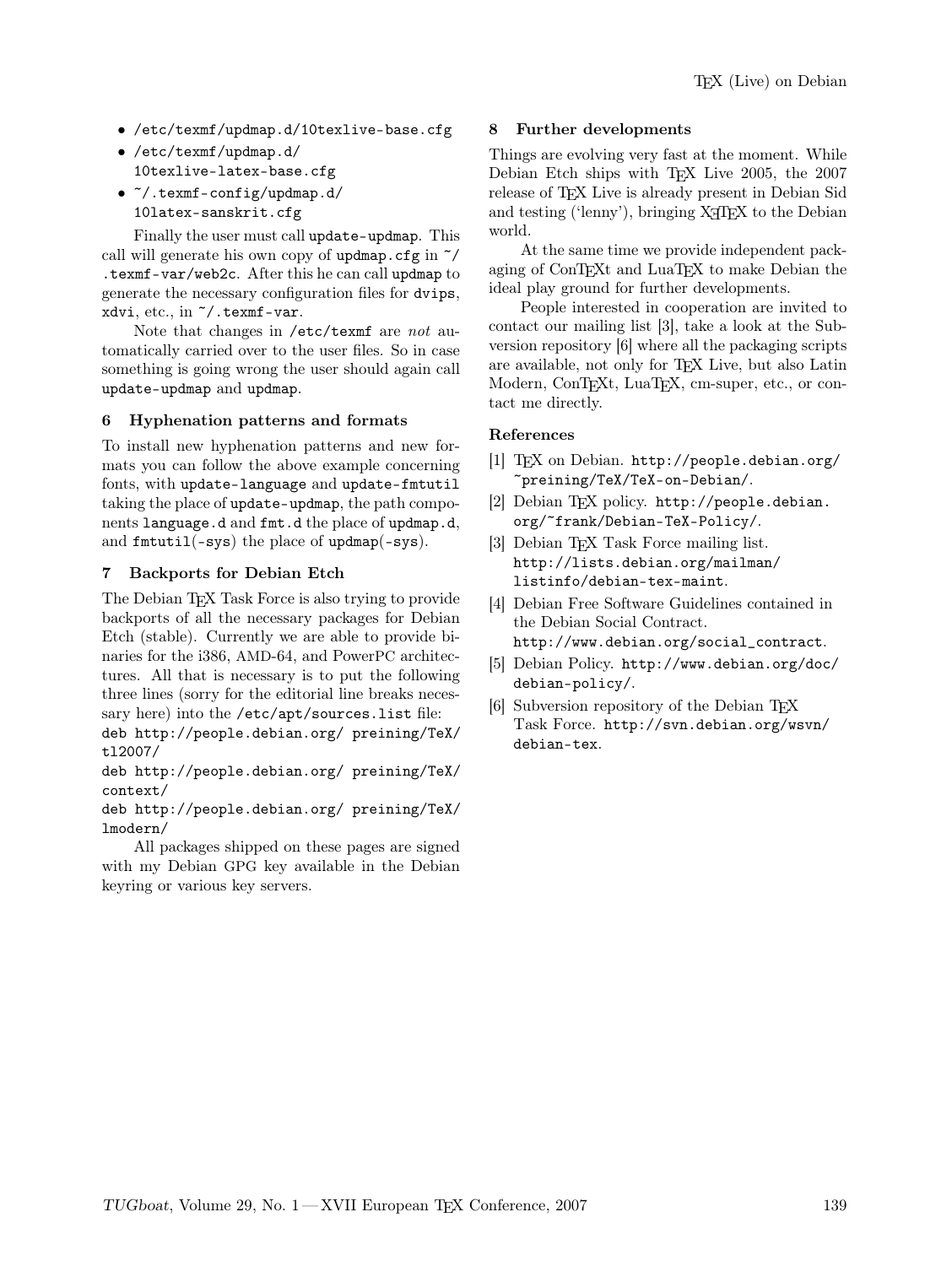- /etc/texmf/updmap.d/10texlive-base.cfg
- /etc/texmf/updmap.d/10texlive-latex-base.cfg
- ~/.texmf-config/updmap.d/10latex-sanskrit.cfg

Finally the user must call update-updmap. This call will generate his own copy of updmap.cfg in ~/.texmf-var/web2c. After this he can call updmap to generate the necessary configuration files for dvips, xdvi, etc., in ~/.texmf-var.

Note that changes in /etc/texmf are *not* automatically carried over to the user files. So in case something is going wrong the user should again call update-updmap and updmap.

## 6 Hyphenation patterns and formats

To install new hyphenation patterns and new formats you can follow the above example concerning fonts, with update-language and update-fmtutil taking the place of update-updmap, the path components language.d and fmt.d the place of updmap.d, and fmtutil(-sys) the place of updmap(-sys).

## 7 Backports for Debian Etch

The Debian TeX Task Force is also trying to provide backports of all the necessary packages for Debian Etch (stable). Currently we are able to provide binaries for the i386, AMD-64, and PowerPC architectures. All that is necessary is to put the following three lines (sorry for the editorial line breaks necessary here) into the /etc/apt/sources.list file:

```
deb http://people.debian.org/ preining/TeX/tl2007/
deb http://people.debian.org/ preining/TeX/context/
deb http://people.debian.org/ preining/TeX/lmodern/
```

All packages shipped on these pages are signed with my Debian GPG key available in the Debian keyring or various key servers.

## 8 Further developments

Things are evolving very fast at the moment. While Debian Etch ships with TeX Live 2005, the 2007 release of TeX Live is already present in Debian Sid and testing ('lenny'), bringing XeTeX to the Debian world.

At the same time we provide independent packaging of ConTeXt and LuaTeX to make Debian the ideal play ground for further developments.

People interested in cooperation are invited to contact our mailing list [3], take a look at the Subversion repository [6] where all the packaging scripts are available, not only for TeX Live, but also Latin Modern, ConTeXt, LuaTeX, cm-super, etc., or contact me directly.

## References

[1] TeX on Debian. http://people.debian.org/~preining/TeX/TeX-on-Debian/.

[2] Debian TeX policy. http://people.debian.org/~frank/Debian-TeX-Policy/.

[3] Debian TeX Task Force mailing list. http://lists.debian.org/mailman/listinfo/debian-tex-maint.

[4] Debian Free Software Guidelines contained in the Debian Social Contract. http://www.debian.org/social_contract.

[5] Debian Policy. http://www.debian.org/doc/debian-policy/.

[6] Subversion repository of the Debian TeX Task Force. http://svn.debian.org/wsvn/debian-tex.